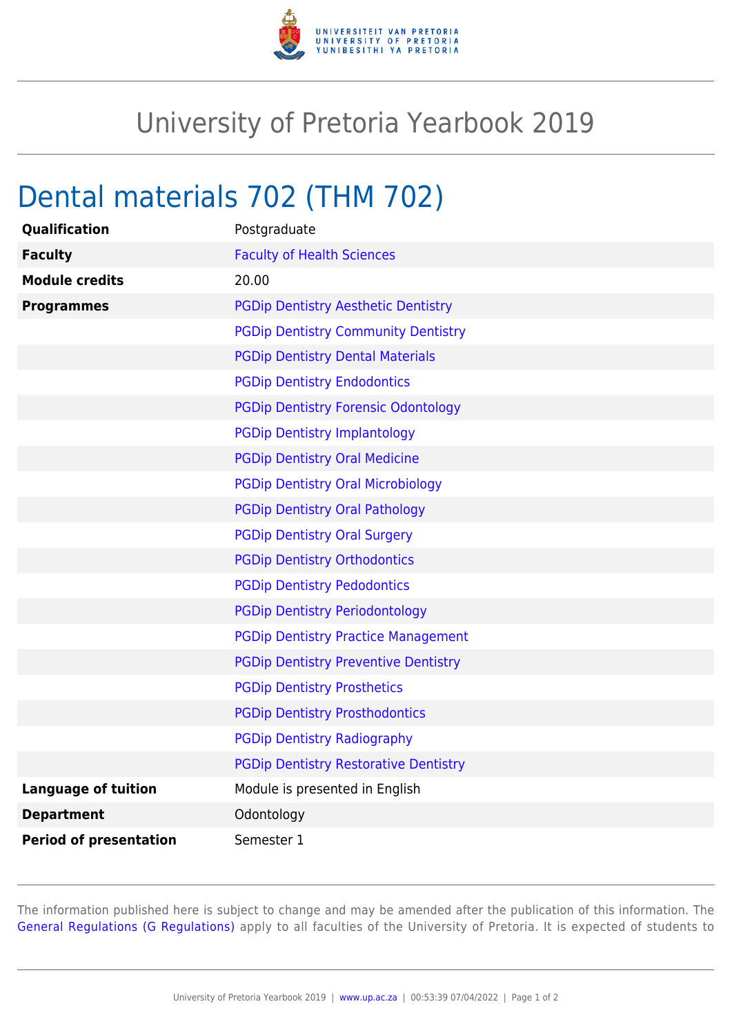# University of Pretoria Yearbook 2019

## Dental materials 702 (THM 702)

| | |
|---|---|
| **Qualification** | Postgraduate |
| **Faculty** | Faculty of Health Sciences |
| **Module credits** | 20.00 |
| **Programmes** | PGDip Dentistry Aesthetic Dentistry |
| | PGDip Dentistry Community Dentistry |
| | PGDip Dentistry Dental Materials |
| | PGDip Dentistry Endodontics |
| | PGDip Dentistry Forensic Odontology |
| | PGDip Dentistry Implantology |
| | PGDip Dentistry Oral Medicine |
| | PGDip Dentistry Oral Microbiology |
| | PGDip Dentistry Oral Pathology |
| | PGDip Dentistry Oral Surgery |
| | PGDip Dentistry Orthodontics |
| | PGDip Dentistry Pedodontics |
| | PGDip Dentistry Periodontology |
| | PGDip Dentistry Practice Management |
| | PGDip Dentistry Preventive Dentistry |
| | PGDip Dentistry Prosthetics |
| | PGDip Dentistry Prosthodontics |
| | PGDip Dentistry Radiography |
| | PGDip Dentistry Restorative Dentistry |
| **Language of tuition** | Module is presented in English |
| **Department** | Odontology |
| **Period of presentation** | Semester 1 |

The information published here is subject to change and may be amended after the publication of this information. The General Regulations (G Regulations) apply to all faculties of the University of Pretoria. It is expected of students to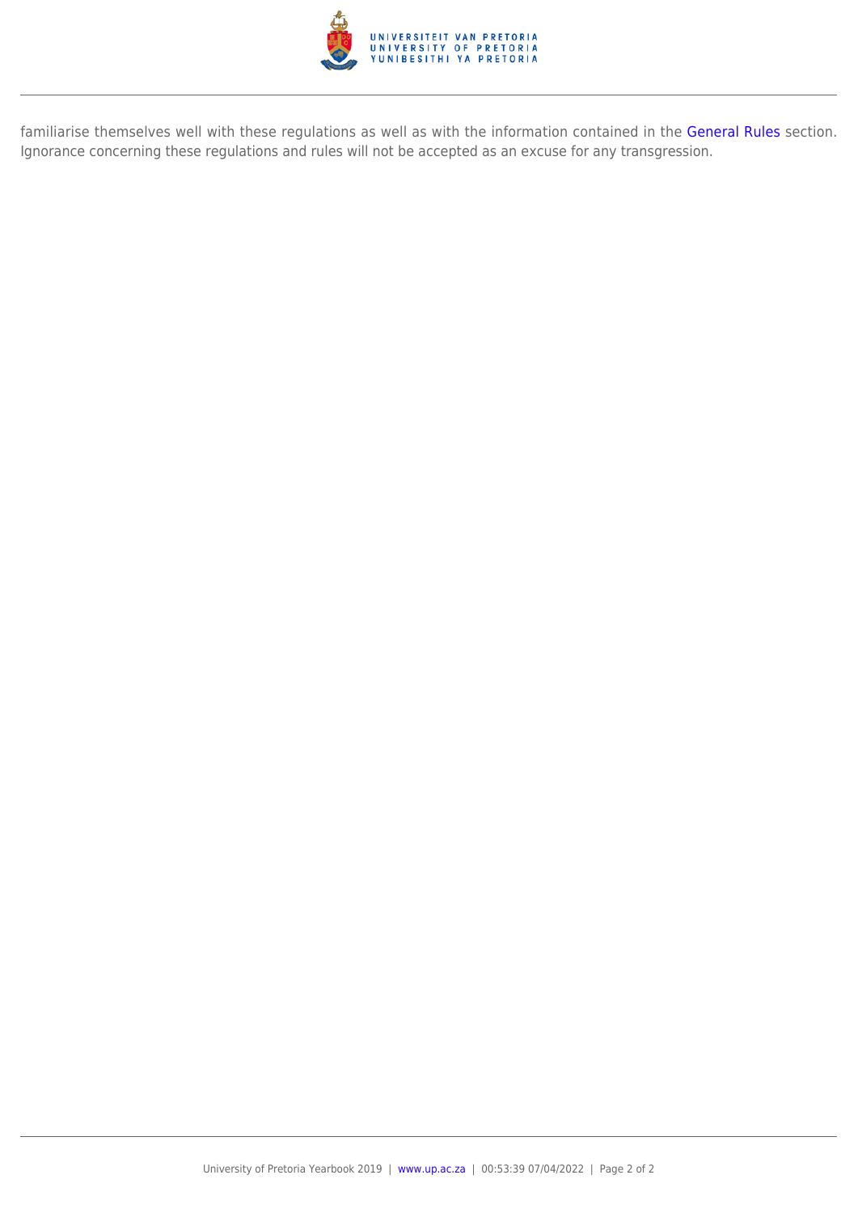familiarise themselves well with these regulations as well as with the information contained in the General Rules section. Ignorance concerning these regulations and rules will not be accepted as an excuse for any transgression.